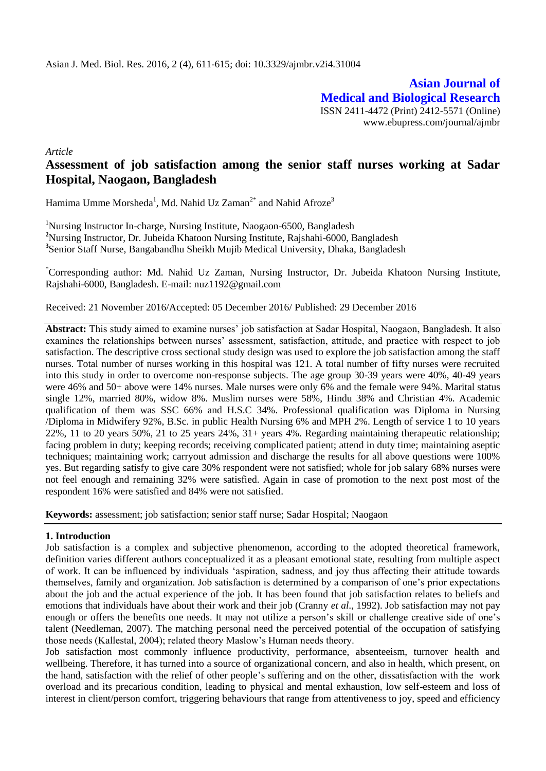Asian J. Med. Biol. Res. 2016, 2 (4), 611-615; doi: 10.3329/ajmbr.v2i4.31004

**Asian Journal of Medical and Biological Research**
ISSN 2411-4472 (Print) 2412-5571 (Online)
www.ebupress.com/journal/ajmbr

*Article*

# Assessment of job satisfaction among the senior staff nurses working at Sadar Hospital, Naogaon, Bangladesh

Hamima Umme Morsheda[1], Md. Nahid Uz Zaman[2*] and Nahid Afroze[3]

[1]Nursing Instructor In-charge, Nursing Institute, Naogaon-6500, Bangladesh
[2]Nursing Instructor, Dr. Jubeida Khatoon Nursing Institute, Rajshahi-6000, Bangladesh
[3]Senior Staff Nurse, Bangabandhu Sheikh Mujib Medical University, Dhaka, Bangladesh

[*]Corresponding author: Md. Nahid Uz Zaman, Nursing Instructor, Dr. Jubeida Khatoon Nursing Institute, Rajshahi-6000, Bangladesh. E-mail: nuz1192@gmail.com

Received: 21 November 2016/Accepted: 05 December 2016/ Published: 29 December 2016

**Abstract:** This study aimed to examine nurses' job satisfaction at Sadar Hospital, Naogaon, Bangladesh. It also examines the relationships between nurses' assessment, satisfaction, attitude, and practice with respect to job satisfaction. The descriptive cross sectional study design was used to explore the job satisfaction among the staff nurses. Total number of nurses working in this hospital was 121. A total number of fifty nurses were recruited into this study in order to overcome non-response subjects. The age group 30-39 years were 40%, 40-49 years were 46% and 50+ above were 14% nurses. Male nurses were only 6% and the female were 94%. Marital status single 12%, married 80%, widow 8%. Muslim nurses were 58%, Hindu 38% and Christian 4%. Academic qualification of them was SSC 66% and H.S.C 34%. Professional qualification was Diploma in Nursing /Diploma in Midwifery 92%, B.Sc. in public Health Nursing 6% and MPH 2%. Length of service 1 to 10 years 22%, 11 to 20 years 50%, 21 to 25 years 24%, 31+ years 4%. Regarding maintaining therapeutic relationship; facing problem in duty; keeping records; receiving complicated patient; attend in duty time; maintaining aseptic techniques; maintaining work; carryout admission and discharge the results for all above questions were 100% yes. But regarding satisfy to give care 30% respondent were not satisfied; whole for job salary 68% nurses were not feel enough and remaining 32% were satisfied. Again in case of promotion to the next post most of the respondent 16% were satisfied and 84% were not satisfied.

**Keywords:** assessment; job satisfaction; senior staff nurse; Sadar Hospital; Naogaon

## 1. Introduction

Job satisfaction is a complex and subjective phenomenon, according to the adopted theoretical framework, definition varies different authors conceptualized it as a pleasant emotional state, resulting from multiple aspect of work. It can be influenced by individuals 'aspiration, sadness, and joy thus affecting their attitude towards themselves, family and organization. Job satisfaction is determined by a comparison of one's prior expectations about the job and the actual experience of the job. It has been found that job satisfaction relates to beliefs and emotions that individuals have about their work and their job (Cranny *et al*., 1992). Job satisfaction may not pay enough or offers the benefits one needs. It may not utilize a person's skill or challenge creative side of one's talent (Needleman, 2007). The matching personal need the perceived potential of the occupation of satisfying those needs (Kallestal, 2004); related theory Maslow's Human needs theory.

Job satisfaction most commonly influence productivity, performance, absenteeism, turnover health and wellbeing. Therefore, it has turned into a source of organizational concern, and also in health, which present, on the hand, satisfaction with the relief of other people's suffering and on the other, dissatisfaction with the work overload and its precarious condition, leading to physical and mental exhaustion, low self-esteem and loss of interest in client/person comfort, triggering behaviours that range from attentiveness to joy, speed and efficiency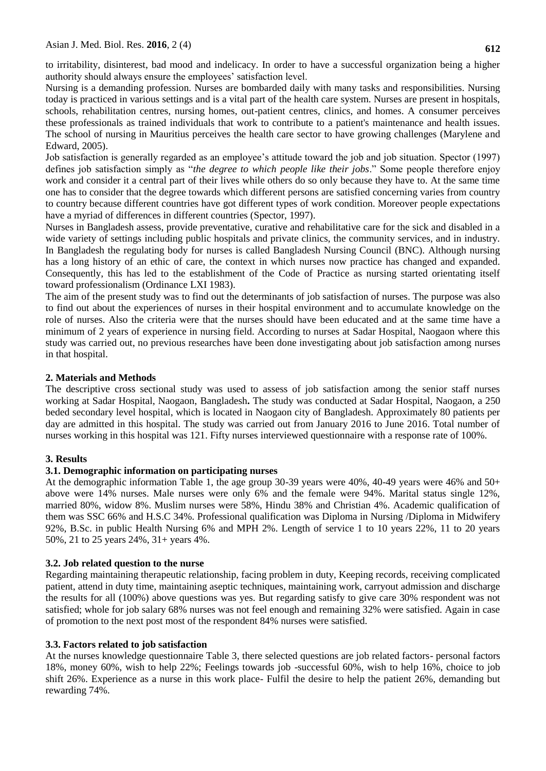to irritability, disinterest, bad mood and indelicacy. In order to have a successful organization being a higher authority should always ensure the employees' satisfaction level.

Nursing is a demanding profession. Nurses are bombarded daily with many tasks and responsibilities. Nursing today is practiced in various settings and is a vital part of the health care system. Nurses are present in hospitals, schools, rehabilitation centres, nursing homes, out-patient centres, clinics, and homes. A consumer perceives these professionals as trained individuals that work to contribute to a patient's maintenance and health issues. The school of nursing in Mauritius perceives the health care sector to have growing challenges (Marylene and Edward, 2005).

Job satisfaction is generally regarded as an employee's attitude toward the job and job situation. Spector (1997) defines job satisfaction simply as "*the degree to which people like their jobs*." Some people therefore enjoy work and consider it a central part of their lives while others do so only because they have to. At the same time one has to consider that the degree towards which different persons are satisfied concerning varies from country to country because different countries have got different types of work condition. Moreover people expectations have a myriad of differences in different countries (Spector, 1997).

Nurses in Bangladesh assess, provide preventative, curative and rehabilitative care for the sick and disabled in a wide variety of settings including public hospitals and private clinics, the community services, and in industry. In Bangladesh the regulating body for nurses is called Bangladesh Nursing Council (BNC). Although nursing has a long history of an ethic of care, the context in which nurses now practice has changed and expanded. Consequently, this has led to the establishment of the Code of Practice as nursing started orientating itself toward professionalism (Ordinance LXI 1983).

The aim of the present study was to find out the determinants of job satisfaction of nurses. The purpose was also to find out about the experiences of nurses in their hospital environment and to accumulate knowledge on the role of nurses. Also the criteria were that the nurses should have been educated and at the same time have a minimum of 2 years of experience in nursing field. According to nurses at Sadar Hospital, Naogaon where this study was carried out, no previous researches have been done investigating about job satisfaction among nurses in that hospital.

## 2. Materials and Methods

The descriptive cross sectional study was used to assess of job satisfaction among the senior staff nurses working at Sadar Hospital, Naogaon, Bangladesh**.** The study was conducted at Sadar Hospital, Naogaon, a 250 beded secondary level hospital, which is located in Naogaon city of Bangladesh. Approximately 80 patients per day are admitted in this hospital. The study was carried out from January 2016 to June 2016. Total number of nurses working in this hospital was 121. Fifty nurses interviewed questionnaire with a response rate of 100%.

## 3. Results

### 3.1. Demographic information on participating nurses

At the demographic information Table 1, the age group 30-39 years were 40%, 40-49 years were 46% and 50+ above were 14% nurses. Male nurses were only 6% and the female were 94%. Marital status single 12%, married 80%, widow 8%. Muslim nurses were 58%, Hindu 38% and Christian 4%. Academic qualification of them was SSC 66% and H.S.C 34%. Professional qualification was Diploma in Nursing /Diploma in Midwifery 92%, B.Sc. in public Health Nursing 6% and MPH 2%. Length of service 1 to 10 years 22%, 11 to 20 years 50%, 21 to 25 years 24%, 31+ years 4%.

### 3.2. Job related question to the nurse

Regarding maintaining therapeutic relationship, facing problem in duty, Keeping records, receiving complicated patient, attend in duty time, maintaining aseptic techniques, maintaining work, carryout admission and discharge the results for all (100%) above questions was yes. But regarding satisfy to give care 30% respondent was not satisfied; whole for job salary 68% nurses was not feel enough and remaining 32% were satisfied. Again in case of promotion to the next post most of the respondent 84% nurses were satisfied.

### 3.3. Factors related to job satisfaction

At the nurses knowledge questionnaire Table 3, there selected questions are job related factors- personal factors 18%, money 60%, wish to help 22%; Feelings towards job -successful 60%, wish to help 16%, choice to job shift 26%. Experience as a nurse in this work place- Fulfil the desire to help the patient 26%, demanding but rewarding 74%.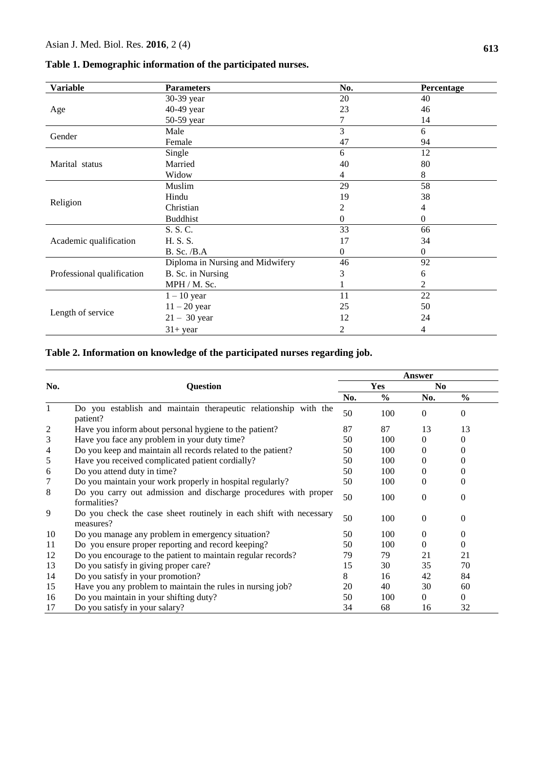**Table 1. Demographic information of the participated nurses.**

| Variable | Parameters | No. | Percentage |
|---|---|---|---|
| Age | 30-39 year | 20 | 40 |
| | 40-49 year | 23 | 46 |
| | 50-59 year | 7 | 14 |
| Gender | Male | 3 | 6 |
| | Female | 47 | 94 |
| Marital status | Single | 6 | 12 |
| | Married | 40 | 80 |
| | Widow | 4 | 8 |
| Religion | Muslim | 29 | 58 |
| | Hindu | 19 | 38 |
| | Christian | 2 | 4 |
| | Buddhist | 0 | 0 |
| Academic qualification | S. S. C. | 33 | 66 |
| | H. S. S. | 17 | 34 |
| | B. Sc. /B.A | 0 | 0 |
| Professional qualification | Diploma in Nursing and Midwifery | 46 | 92 |
| | B. Sc. in Nursing | 3 | 6 |
| | MPH / M. Sc. | 1 | 2 |
| Length of service | 1 – 10 year | 11 | 22 |
| | 11 – 20 year | 25 | 50 |
| | 21 – 30 year | 12 | 24 |
| | 31+ year | 2 | 4 |

**Table 2. Information on knowledge of the participated nurses regarding job.**

| No. | Question | Answer | | | |
|---|---|---|---|---|---|
| | | Yes | | No | |
| | | No. | % | No. | % |
| 1 | Do you establish and maintain therapeutic relationship with the patient? | 50 | 100 | 0 | 0 |
| 2 | Have you inform about personal hygiene to the patient? | 87 | 87 | 13 | 13 |
| 3 | Have you face any problem in your duty time? | 50 | 100 | 0 | 0 |
| 4 | Do you keep and maintain all records related to the patient? | 50 | 100 | 0 | 0 |
| 5 | Have you received complicated patient cordially? | 50 | 100 | 0 | 0 |
| 6 | Do you attend duty in time? | 50 | 100 | 0 | 0 |
| 7 | Do you maintain your work properly in hospital regularly? | 50 | 100 | 0 | 0 |
| 8 | Do you carry out admission and discharge procedures with proper formalities? | 50 | 100 | 0 | 0 |
| 9 | Do you check the case sheet routinely in each shift with necessary measures? | 50 | 100 | 0 | 0 |
| 10 | Do you manage any problem in emergency situation? | 50 | 100 | 0 | 0 |
| 11 | Do you ensure proper reporting and record keeping? | 50 | 100 | 0 | 0 |
| 12 | Do you encourage to the patient to maintain regular records? | 79 | 79 | 21 | 21 |
| 13 | Do you satisfy in giving proper care? | 15 | 30 | 35 | 70 |
| 14 | Do you satisfy in your promotion? | 8 | 16 | 42 | 84 |
| 15 | Have you any problem to maintain the rules in nursing job? | 20 | 40 | 30 | 60 |
| 16 | Do you maintain in your shifting duty? | 50 | 100 | 0 | 0 |
| 17 | Do you satisfy in your salary? | 34 | 68 | 16 | 32 |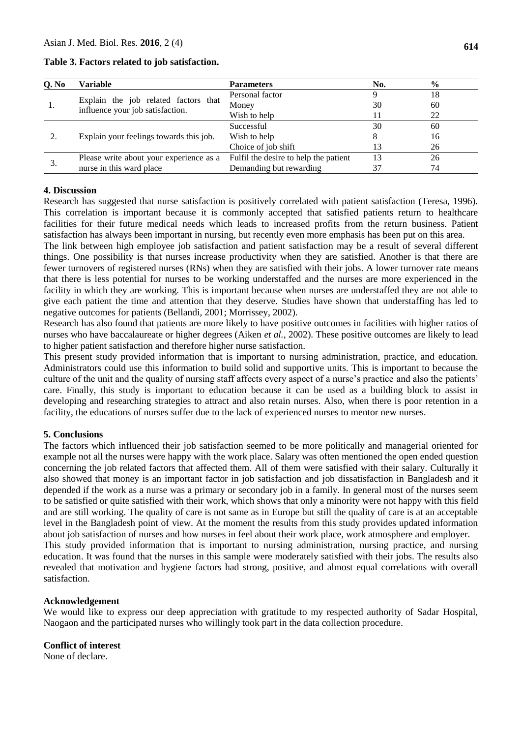**Table 3. Factors related to job satisfaction.**

| Q. No | Variable | Parameters | No. | % |
|---|---|---|---|---|
| 1. | Explain the job related factors that influence your job satisfaction. | Personal factor | 9 | 18 |
| | | Money | 30 | 60 |
| | | Wish to help | 11 | 22 |
| 2. | Explain your feelings towards this job. | Successful | 30 | 60 |
| | | Wish to help | 8 | 16 |
| | | Choice of job shift | 13 | 26 |
| 3. | Please write about your experience as a nurse in this ward place | Fulfil the desire to help the patient | 13 | 26 |
| | | Demanding but rewarding | 37 | 74 |

## 4. Discussion

Research has suggested that nurse satisfaction is positively correlated with patient satisfaction (Teresa, 1996). This correlation is important because it is commonly accepted that satisfied patients return to healthcare facilities for their future medical needs which leads to increased profits from the return business. Patient satisfaction has always been important in nursing, but recently even more emphasis has been put on this area.

The link between high employee job satisfaction and patient satisfaction may be a result of several different things. One possibility is that nurses increase productivity when they are satisfied. Another is that there are fewer turnovers of registered nurses (RNs) when they are satisfied with their jobs. A lower turnover rate means that there is less potential for nurses to be working understaffed and the nurses are more experienced in the facility in which they are working. This is important because when nurses are understaffed they are not able to give each patient the time and attention that they deserve. Studies have shown that understaffing has led to negative outcomes for patients (Bellandi, 2001; Morrissey, 2002).

Research has also found that patients are more likely to have positive outcomes in facilities with higher ratios of nurses who have baccalaureate or higher degrees (Aiken *et al.*, 2002). These positive outcomes are likely to lead to higher patient satisfaction and therefore higher nurse satisfaction.

This present study provided information that is important to nursing administration, practice, and education. Administrators could use this information to build solid and supportive units. This is important to because the culture of the unit and the quality of nursing staff affects every aspect of a nurse's practice and also the patients' care. Finally, this study is important to education because it can be used as a building block to assist in developing and researching strategies to attract and also retain nurses. Also, when there is poor retention in a facility, the educations of nurses suffer due to the lack of experienced nurses to mentor new nurses.

## 5. Conclusions

The factors which influenced their job satisfaction seemed to be more politically and managerial oriented for example not all the nurses were happy with the work place. Salary was often mentioned the open ended question concerning the job related factors that affected them. All of them were satisfied with their salary. Culturally it also showed that money is an important factor in job satisfaction and job dissatisfaction in Bangladesh and it depended if the work as a nurse was a primary or secondary job in a family. In general most of the nurses seem to be satisfied or quite satisfied with their work, which shows that only a minority were not happy with this field and are still working. The quality of care is not same as in Europe but still the quality of care is at an acceptable level in the Bangladesh point of view. At the moment the results from this study provides updated information about job satisfaction of nurses and how nurses in feel about their work place, work atmosphere and employer.

This study provided information that is important to nursing administration, nursing practice, and nursing education. It was found that the nurses in this sample were moderately satisfied with their jobs. The results also revealed that motivation and hygiene factors had strong, positive, and almost equal correlations with overall satisfaction.

## Acknowledgement

We would like to express our deep appreciation with gratitude to my respected authority of Sadar Hospital, Naogaon and the participated nurses who willingly took part in the data collection procedure.

## Conflict of interest

None of declare.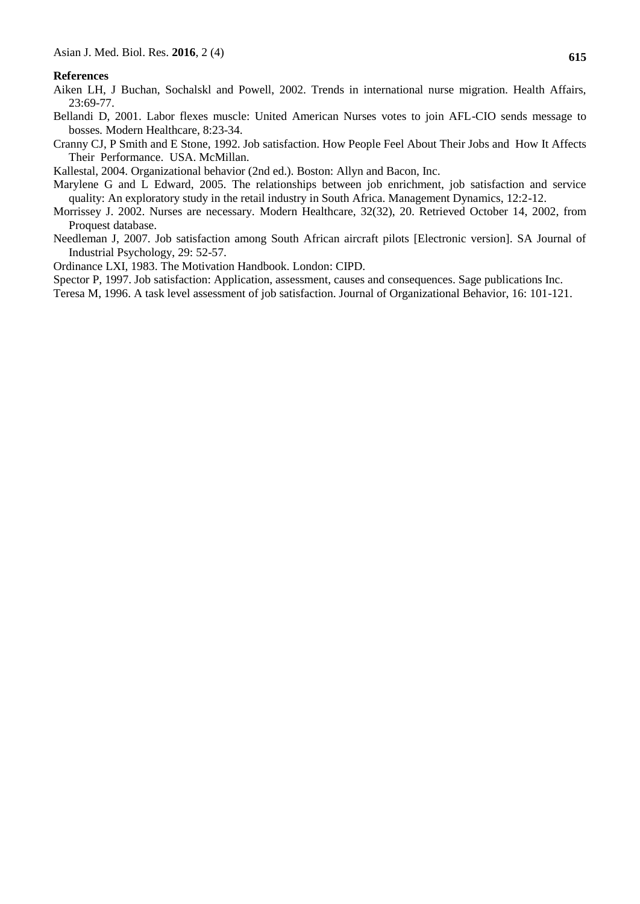**References**

Aiken LH, J Buchan, Sochalskl and Powell, 2002. Trends in international nurse migration. Health Affairs, 23:69-77.

Bellandi D, 2001. Labor flexes muscle: United American Nurses votes to join AFL-CIO sends message to bosses. Modern Healthcare, 8:23-34.

Cranny CJ, P Smith and E Stone, 1992. Job satisfaction. How People Feel About Their Jobs and How It Affects Their Performance. USA. McMillan.

Kallestal, 2004. Organizational behavior (2nd ed.). Boston: Allyn and Bacon, Inc.

Marylene G and L Edward, 2005. The relationships between job enrichment, job satisfaction and service quality: An exploratory study in the retail industry in South Africa. Management Dynamics, 12:2-12.

Morrissey J. 2002. Nurses are necessary. Modern Healthcare, 32(32), 20. Retrieved October 14, 2002, from Proquest database.

Needleman J, 2007. Job satisfaction among South African aircraft pilots [Electronic version]. SA Journal of Industrial Psychology, 29: 52-57.

Ordinance LXI, 1983. The Motivation Handbook. London: CIPD.

Spector P, 1997. Job satisfaction: Application, assessment, causes and consequences. Sage publications Inc.

Teresa M, 1996. A task level assessment of job satisfaction. Journal of Organizational Behavior, 16: 101-121.